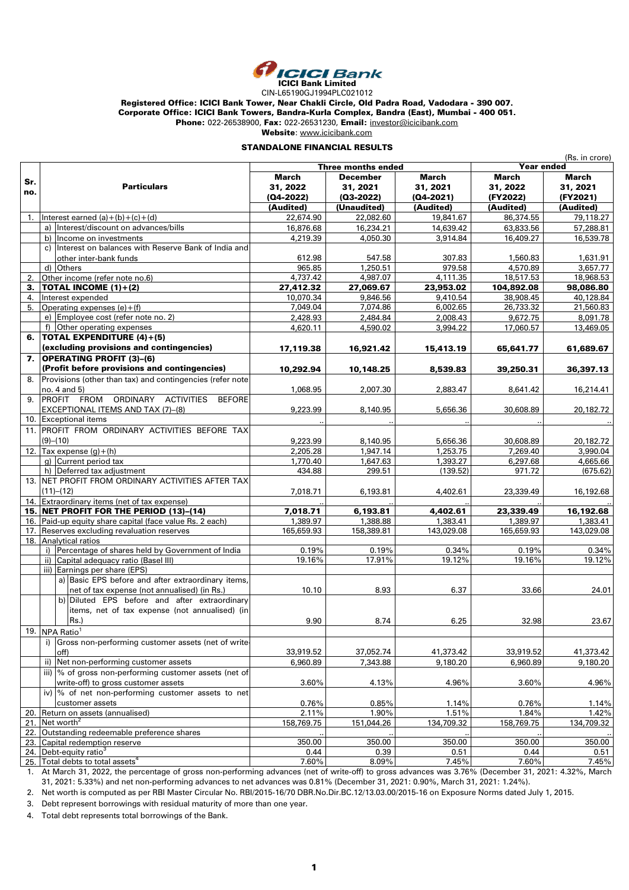**ICICI Bank Limited**

CIN-L65190GJ1994PLC021012

**Registered Office: ICICI Bank Tower, Near Chakli Circle, Old Padra Road, Vadodara - 390 007.**
**Corporate Office: ICICI Bank Towers, Bandra-Kurla Complex, Bandra (East), Mumbai - 400 051.**
**Phone:** 022-26538900, **Fax:** 022-26531230, **Email:** investor@icicibank.com
**Website**: www.icicibank.com

## STANDALONE FINANCIAL RESULTS

(Rs. in crore)

| Sr. no. | Particulars | Three months ended | | | Year ended | |
|---|---|---|---|---|---|---|
| | | **March 31, 2022 (Q4-2022) (Audited)** | **December 31, 2021 (Q3-2022) (Unaudited)** | **March 31, 2021 (Q4-2021) (Audited)** | **March 31, 2022 (FY2022) (Audited)** | **March 31, 2021 (FY2021) (Audited)** |
| 1. | Interest earned (a)+(b)+(c)+(d) | 22,674.90 | 22,082.60 | 19,841.67 | 86,374.55 | 79,118.27 |
| | a) Interest/discount on advances/bills | 16,876.68 | 16,234.21 | 14,639.42 | 63,833.56 | 57,288.81 |
| | b) Income on investments | 4,219.39 | 4,050.30 | 3,914.84 | 16,409.27 | 16,539.78 |
| | c) Interest on balances with Reserve Bank of India and other inter-bank funds | 612.98 | 547.58 | 307.83 | 1,560.83 | 1,631.91 |
| | d) Others | 965.85 | 1,250.51 | 979.58 | 4,570.89 | 3,657.77 |
| 2. | Other income (refer note no.6) | 4,737.42 | 4,987.07 | 4,111.35 | 18,517.53 | 18,968.53 |
| **3.** | **TOTAL INCOME (1)+(2)** | **27,412.32** | **27,069.67** | **23,953.02** | **104,892.08** | **98,086.80** |
| 4. | Interest expended | 10,070.34 | 9,846.56 | 9,410.54 | 38,908.45 | 40,128.84 |
| 5. | Operating expenses (e)+(f) | 7,049.04 | 7,074.86 | 6,002.65 | 26,733.32 | 21,560.83 |
| | e) Employee cost (refer note no. 2) | 2,428.93 | 2,484.84 | 2,008.43 | 9,672.75 | 8,091.78 |
| | f) Other operating expenses | 4,620.11 | 4,590.02 | 3,994.22 | 17,060.57 | 13,469.05 |
| **6.** | **TOTAL EXPENDITURE (4)+(5) (excluding provisions and contingencies)** | **17,119.38** | **16,921.42** | **15,413.19** | **65,641.77** | **61,689.67** |
| **7.** | **OPERATING PROFIT (3)–(6) (Profit before provisions and contingencies)** | **10,292.94** | **10,148.25** | **8,539.83** | **39,250.31** | **36,397.13** |
| 8. | Provisions (other than tax) and contingencies (refer note no. 4 and 5) | 1,068.95 | 2,007.30 | 2,883.47 | 8,641.42 | 16,214.41 |
| 9. | PROFIT FROM ORDINARY ACTIVITIES BEFORE EXCEPTIONAL ITEMS AND TAX (7)–(8) | 9,223.99 | 8,140.95 | 5,656.36 | 30,608.89 | 20,182.72 |
| 10. | Exceptional items | .. | .. | .. | .. | .. |
| 11. | PROFIT FROM ORDINARY ACTIVITIES BEFORE TAX (9)–(10) | 9,223.99 | 8,140.95 | 5,656.36 | 30,608.89 | 20,182.72 |
| 12. | Tax expense (g)+(h) | 2,205.28 | 1,947.14 | 1,253.75 | 7,269.40 | 3,990.04 |
| | g) Current period tax | 1,770.40 | 1,647.63 | 1,393.27 | 6,297.68 | 4,665.66 |
| | h) Deferred tax adjustment | 434.88 | 299.51 | (139.52) | 971.72 | (675.62) |
| 13. | NET PROFIT FROM ORDINARY ACTIVITIES AFTER TAX (11)–(12) | 7,018.71 | 6,193.81 | 4,402.61 | 23,339.49 | 16,192.68 |
| 14. | Extraordinary items (net of tax expense) | .. | .. | .. | .. | .. |
| **15.** | **NET PROFIT FOR THE PERIOD (13)–(14)** | **7,018.71** | **6,193.81** | **4,402.61** | **23,339.49** | **16,192.68** |
| 16. | Paid-up equity share capital (face value Rs. 2 each) | 1,389.97 | 1,388.88 | 1,383.41 | 1,389.97 | 1,383.41 |
| 17. | Reserves excluding revaluation reserves | 165,659.93 | 158,389.81 | 143,029.08 | 165,659.93 | 143,029.08 |
| 18. | Analytical ratios | | | | | |
| | i) Percentage of shares held by Government of India | 0.19% | 0.19% | 0.34% | 0.19% | 0.34% |
| | ii) Capital adequacy ratio (Basel III) | 19.16% | 17.91% | 19.12% | 19.16% | 19.12% |
| | iii) Earnings per share (EPS) | | | | | |
| | a) Basic EPS before and after extraordinary items, net of tax expense (not annualised) (in Rs.) | 10.10 | 8.93 | 6.37 | 33.66 | 24.01 |
| | b) Diluted EPS before and after extraordinary items, net of tax expense (not annualised) (in Rs.) | 9.90 | 8.74 | 6.25 | 32.98 | 23.67 |
| 19. | NPA Ratio[1] | | | | | |
| | i) Gross non-performing customer assets (net of write-off) | 33,919.52 | 37,052.74 | 41,373.42 | 33,919.52 | 41,373.42 |
| | ii) Net non-performing customer assets | 6,960.89 | 7,343.88 | 9,180.20 | 6,960.89 | 9,180.20 |
| | iii) % of gross non-performing customer assets (net of write-off) to gross customer assets | 3.60% | 4.13% | 4.96% | 3.60% | 4.96% |
| | iv) % of net non-performing customer assets to net customer assets | 0.76% | 0.85% | 1.14% | 0.76% | 1.14% |
| 20. | Return on assets (annualised) | 2.11% | 1.90% | 1.51% | 1.84% | 1.42% |
| 21. | Net worth[2] | 158,769.75 | 151,044.26 | 134,709.32 | 158,769.75 | 134,709.32 |
| 22. | Outstanding redeemable preference shares | .. | .. | .. | .. | .. |
| 23. | Capital redemption reserve | 350.00 | 350.00 | 350.00 | 350.00 | 350.00 |
| 24. | Debt-equity ratio[3] | 0.44 | 0.39 | 0.51 | 0.44 | 0.51 |
| 25. | Total debts to total assets[4] | 7.60% | 8.09% | 7.45% | 7.60% | 7.45% |

1. At March 31, 2022, the percentage of gross non-performing advances (net of write-off) to gross advances was 3.76% (December 31, 2021: 4.32%, March 31, 2021: 5.33%) and net non-performing advances to net advances was 0.81% (December 31, 2021: 0.90%, March 31, 2021: 1.24%).
2. Net worth is computed as per RBI Master Circular No. RBI/2015-16/70 DBR.No.Dir.BC.12/13.03.00/2015-16 on Exposure Norms dated July 1, 2015.
3. Debt represent borrowings with residual maturity of more than one year.
4. Total debt represents total borrowings of the Bank.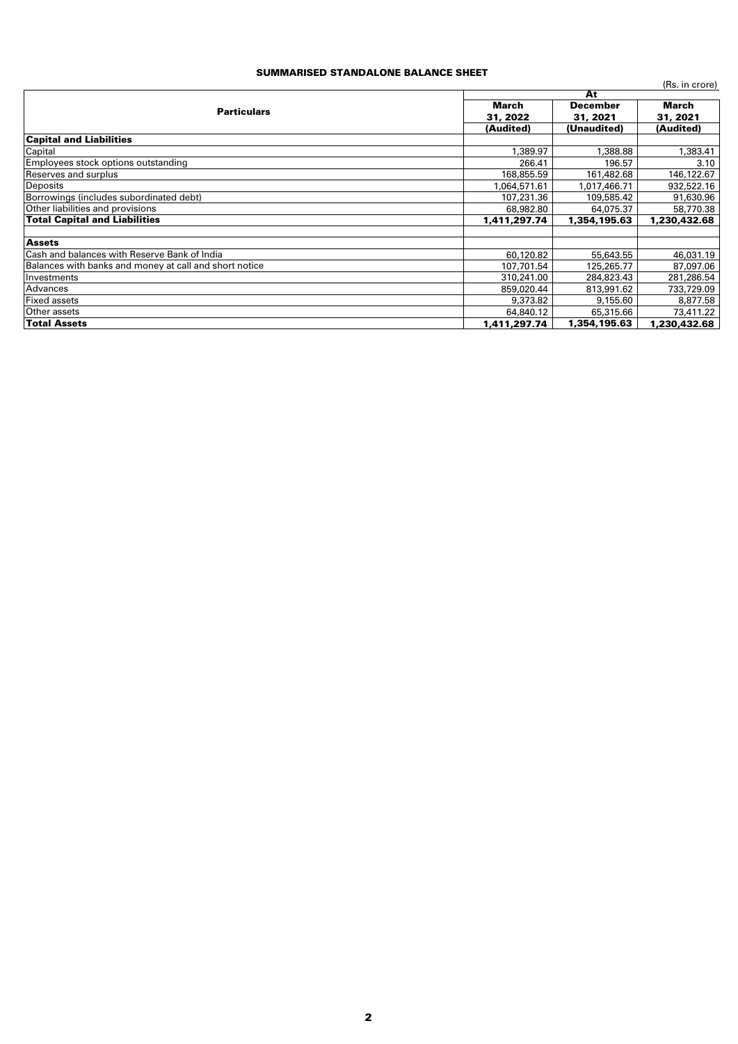## SUMMARISED STANDALONE BALANCE SHEET

(Rs. in crore)

| Particulars | At | | |
|---|---|---|---|
| | March 31, 2022 (Audited) | December 31, 2021 (Unaudited) | March 31, 2021 (Audited) |
| **Capital and Liabilities** | | | |
| Capital | 1,389.97 | 1,388.88 | 1,383.41 |
| Employees stock options outstanding | 266.41 | 196.57 | 3.10 |
| Reserves and surplus | 168,855.59 | 161,482.68 | 146,122.67 |
| Deposits | 1,064,571.61 | 1,017,466.71 | 932,522.16 |
| Borrowings (includes subordinated debt) | 107,231.36 | 109,585.42 | 91,630.96 |
| Other liabilities and provisions | 68,982.80 | 64,075.37 | 58,770.38 |
| **Total Capital and Liabilities** | **1,411,297.74** | **1,354,195.63** | **1,230,432.68** |
| | | | |
| **Assets** | | | |
| Cash and balances with Reserve Bank of India | 60,120.82 | 55,643.55 | 46,031.19 |
| Balances with banks and money at call and short notice | 107,701.54 | 125,265.77 | 87,097.06 |
| Investments | 310,241.00 | 284,823.43 | 281,286.54 |
| Advances | 859,020.44 | 813,991.62 | 733,729.09 |
| Fixed assets | 9,373.82 | 9,155.60 | 8,877.58 |
| Other assets | 64,840.12 | 65,315.66 | 73,411.22 |
| **Total Assets** | **1,411,297.74** | **1,354,195.63** | **1,230,432.68** |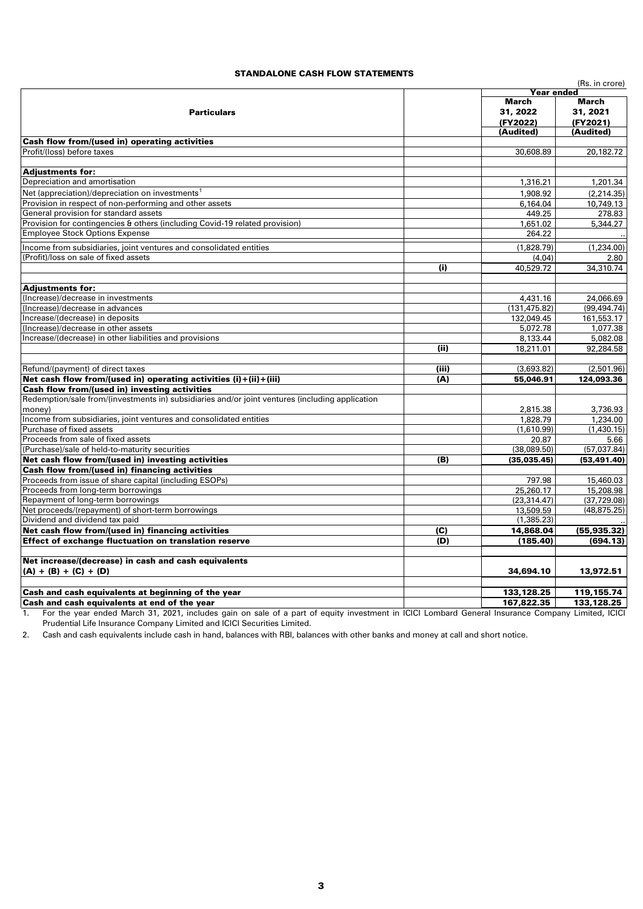# STANDALONE CASH FLOW STATEMENTS

(Rs. in crore)

| Particulars | | Year ended March 31, 2022 (FY2022) (Audited) | Year ended March 31, 2021 (FY2021) (Audited) |
|---|---|---|---|
| **Cash flow from/(used in) operating activities** | | | |
| Profit/(loss) before taxes | | 30,608.89 | 20,182.72 |
| **Adjustments for:** | | | |
| Depreciation and amortisation | | 1,316.21 | 1,201.34 |
| Net (appreciation)/depreciation on investments[1] | | 1,908.92 | (2,214.35) |
| Provision in respect of non-performing and other assets | | 6,164.04 | 10,749.13 |
| General provision for standard assets | | 449.25 | 278.83 |
| Provision for contingencies & others (including Covid-19 related provision) | | 1,651.02 | 5,344.27 |
| Employee Stock Options Expense | | 264.22 | .. |
| Income from subsidiaries, joint ventures and consolidated entities | | (1,828.79) | (1,234.00) |
| (Profit)/loss on sale of fixed assets | | (4.04) | 2.80 |
| | (i) | 40,529.72 | 34,310.74 |
| **Adjustments for:** | | | |
| (Increase)/decrease in investments | | 4,431.16 | 24,066.69 |
| (Increase)/decrease in advances | | (131,475.82) | (99,494.74) |
| Increase/(decrease) in deposits | | 132,049.45 | 161,553.17 |
| (Increase)/decrease in other assets | | 5,072.78 | 1,077.38 |
| Increase/(decrease) in other liabilities and provisions | | 8,133.44 | 5,082.08 |
| | (ii) | 18,211.01 | 92,284.58 |
| Refund/(payment) of direct taxes | (iii) | (3,693.82) | (2,501.96) |
| **Net cash flow from/(used in) operating activities (i)+(ii)+(iii)** | **(A)** | **55,046.91** | **124,093.36** |
| **Cash flow from/(used in) investing activities** | | | |
| Redemption/sale from/(investments in) subsidiaries and/or joint ventures (including application money) | | 2,815.38 | 3,736.93 |
| Income from subsidiaries, joint ventures and consolidated entities | | 1,828.79 | 1,234.00 |
| Purchase of fixed assets | | (1,610.99) | (1,430.15) |
| Proceeds from sale of fixed assets | | 20.87 | 5.66 |
| (Purchase)/sale of held-to-maturity securities | | (38,089.50) | (57,037.84) |
| **Net cash flow from/(used in) investing activities** | **(B)** | **(35,035.45)** | **(53,491.40)** |
| **Cash flow from/(used in) financing activities** | | | |
| Proceeds from issue of share capital (including ESOPs) | | 797.98 | 15,460.03 |
| Proceeds from long-term borrowings | | 25,260.17 | 15,208.98 |
| Repayment of long-term borrowings | | (23,314.47) | (37,729.08) |
| Net proceeds/(repayment) of short-term borrowings | | 13,509.59 | (48,875.25) |
| Dividend and dividend tax paid | | (1,385.23) | .. |
| **Net cash flow from/(used in) financing activities** | **(C)** | **14,868.04** | **(55,935.32)** |
| **Effect of exchange fluctuation on translation reserve** | **(D)** | **(185.40)** | **(694.13)** |
| **Net increase/(decrease) in cash and cash equivalents (A) + (B) + (C) + (D)** | | **34,694.10** | **13,972.51** |
| **Cash and cash equivalents at beginning of the year** | | **133,128.25** | **119,155.74** |
| **Cash and cash equivalents at end of the year** | | **167,822.35** | **133,128.25** |

1. For the year ended March 31, 2021, includes gain on sale of a part of equity investment in ICICI Lombard General Insurance Company Limited, ICICI Prudential Life Insurance Company Limited and ICICI Securities Limited.
2. Cash and cash equivalents include cash in hand, balances with RBI, balances with other banks and money at call and short notice.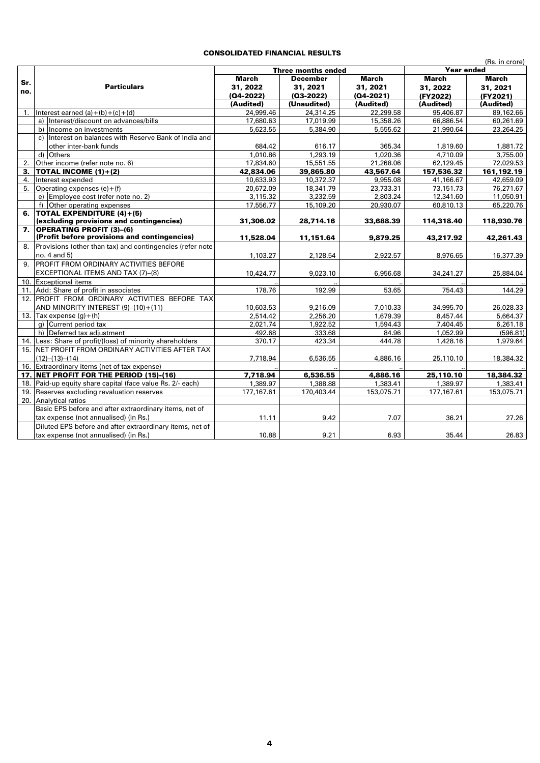## CONSOLIDATED FINANCIAL RESULTS

(Rs. in crore)

| Sr. no. | Particulars | Three months ended | | | Year ended | |
|---|---|---|---|---|---|---|
| | | March 31, 2022 (Q4-2022) (Audited) | December 31, 2021 (Q3-2022) (Unaudited) | March 31, 2021 (Q4-2021) (Audited) | March 31, 2022 (FY2022) (Audited) | March 31, 2021 (FY2021) (Audited) |
| 1. | Interest earned (a)+(b)+(c)+(d) | 24,999.46 | 24,314.25 | 22,299.58 | 95,406.87 | 89,162.66 |
| | a) Interest/discount on advances/bills | 17,680.63 | 17,019.99 | 15,358.26 | 66,886.54 | 60,261.69 |
| | b) Income on investments | 5,623.55 | 5,384.90 | 5,555.62 | 21,990.64 | 23,264.25 |
| | c) Interest on balances with Reserve Bank of India and other inter-bank funds | 684.42 | 616.17 | 365.34 | 1,819.60 | 1,881.72 |
| | d) Others | 1,010.86 | 1,293.19 | 1,020.36 | 4,710.09 | 3,755.00 |
| 2. | Other income (refer note no. 6) | 17,834.60 | 15,551.55 | 21,268.06 | 62,129.45 | 72,029.53 |
| **3.** | **TOTAL INCOME (1)+(2)** | **42,834.06** | **39,865.80** | **43,567.64** | **157,536.32** | **161,192.19** |
| 4. | Interest expended | 10,633.93 | 10,372.37 | 9,955.08 | 41,166.67 | 42,659.09 |
| 5. | Operating expenses (e)+(f) | 20,672.09 | 18,341.79 | 23,733.31 | 73,151.73 | 76,271.67 |
| | e) Employee cost (refer note no. 2) | 3,115.32 | 3,232.59 | 2,803.24 | 12,341.60 | 11,050.91 |
| | f) Other operating expenses | 17,556.77 | 15,109.20 | 20,930.07 | 60,810.13 | 65,220.76 |
| **6.** | **TOTAL EXPENDITURE (4)+(5) (excluding provisions and contingencies)** | **31,306.02** | **28,714.16** | **33,688.39** | **114,318.40** | **118,930.76** |
| **7.** | **OPERATING PROFIT (3)–(6) (Profit before provisions and contingencies)** | **11,528.04** | **11,151.64** | **9,879.25** | **43,217.92** | **42,261.43** |
| 8. | Provisions (other than tax) and contingencies (refer note no. 4 and 5) | 1,103.27 | 2,128.54 | 2,922.57 | 8,976.65 | 16,377.39 |
| 9. | PROFIT FROM ORDINARY ACTIVITIES BEFORE EXCEPTIONAL ITEMS AND TAX (7)–(8) | 10,424.77 | 9,023.10 | 6,956.68 | 34,241.27 | 25,884.04 |
| 10. | Exceptional items | .. | .. | .. | .. | .. |
| 11. | Add: Share of profit in associates | 178.76 | 192.99 | 53.65 | 754.43 | 144.29 |
| 12. | PROFIT FROM ORDINARY ACTIVITIES BEFORE TAX AND MINORITY INTEREST (9)–(10)+(11) | 10,603.53 | 9,216.09 | 7,010.33 | 34,995.70 | 26,028.33 |
| 13. | Tax expense (g)+(h) | 2,514.42 | 2,256.20 | 1,679.39 | 8,457.44 | 5,664.37 |
| | g) Current period tax | 2,021.74 | 1,922.52 | 1,594.43 | 7,404.45 | 6,261.18 |
| | h) Deferred tax adjustment | 492.68 | 333.68 | 84.96 | 1,052.99 | (596.81) |
| 14. | Less: Share of profit/(loss) of minority shareholders | 370.17 | 423.34 | 444.78 | 1,428.16 | 1,979.64 |
| 15. | NET PROFIT FROM ORDINARY ACTIVITIES AFTER TAX (12)–(13)–(14) | 7,718.94 | 6,536.55 | 4,886.16 | 25,110.10 | 18,384.32 |
| 16. | Extraordinary items (net of tax expense) | .. | .. | .. | .. | .. |
| **17.** | **NET PROFIT FOR THE PERIOD (15)-(16)** | **7,718.94** | **6,536.55** | **4,886.16** | **25,110.10** | **18,384.32** |
| 18. | Paid-up equity share capital (face value Rs. 2/- each) | 1,389.97 | 1,388.88 | 1,383.41 | 1,389.97 | 1,383.41 |
| 19. | Reserves excluding revaluation reserves | 177,167.61 | 170,403.44 | 153,075.71 | 177,167.61 | 153,075.71 |
| 20. | Analytical ratios | | | | | |
| | Basic EPS before and after extraordinary items, net of tax expense (not annualised) (in Rs.) | 11.11 | 9.42 | 7.07 | 36.21 | 27.26 |
| | Diluted EPS before and after extraordinary items, net of tax expense (not annualised) (in Rs.) | 10.88 | 9.21 | 6.93 | 35.44 | 26.83 |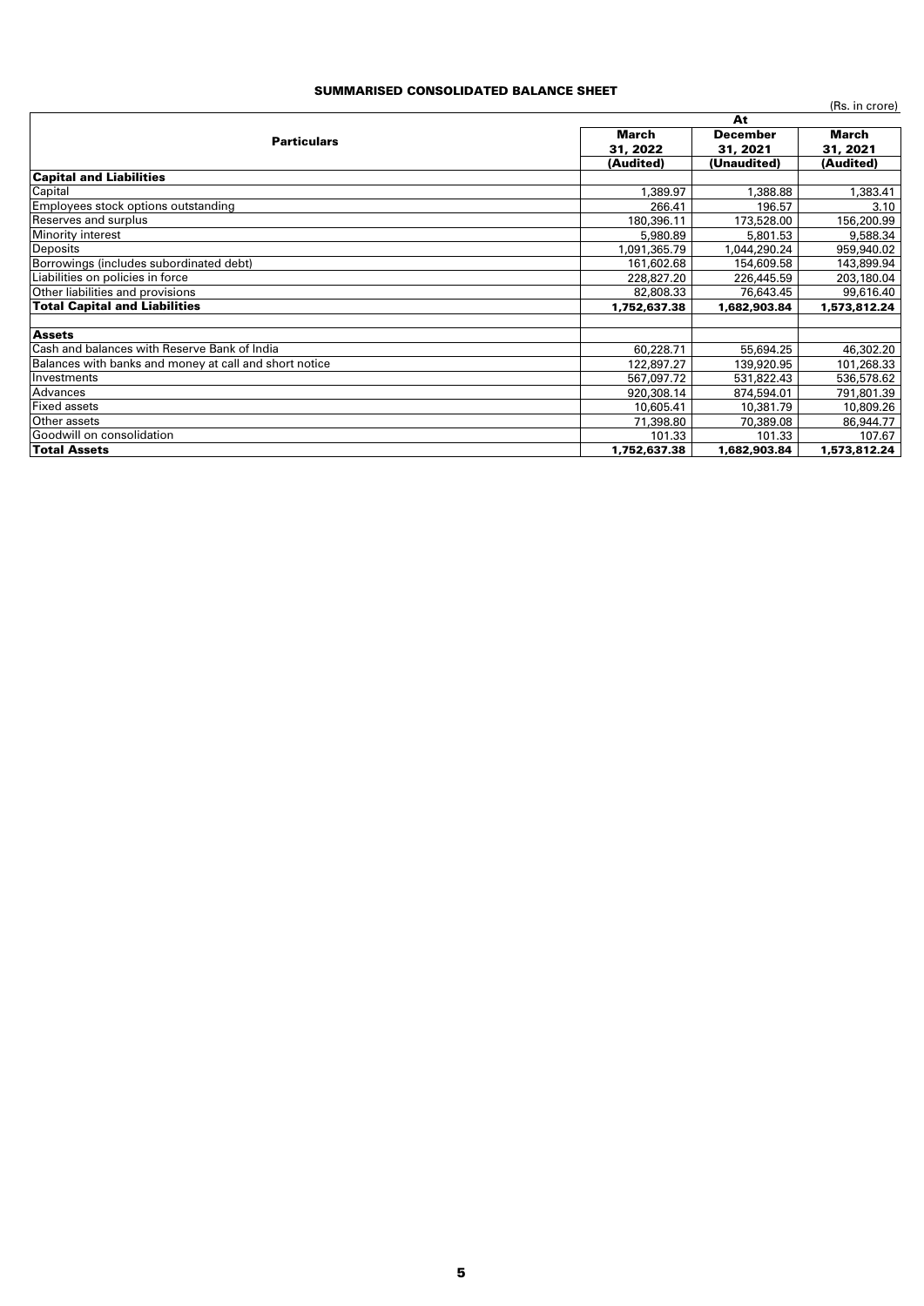## SUMMARISED CONSOLIDATED BALANCE SHEET

(Rs. in crore)

| Particulars | At | | |
|---|---|---|---|
| | March 31, 2022 (Audited) | December 31, 2021 (Unaudited) | March 31, 2021 (Audited) |
| **Capital and Liabilities** | | | |
| Capital | 1,389.97 | 1,388.88 | 1,383.41 |
| Employees stock options outstanding | 266.41 | 196.57 | 3.10 |
| Reserves and surplus | 180,396.11 | 173,528.00 | 156,200.99 |
| Minority interest | 5,980.89 | 5,801.53 | 9,588.34 |
| Deposits | 1,091,365.79 | 1,044,290.24 | 959,940.02 |
| Borrowings (includes subordinated debt) | 161,602.68 | 154,609.58 | 143,899.94 |
| Liabilities on policies in force | 228,827.20 | 226,445.59 | 203,180.04 |
| Other liabilities and provisions | 82,808.33 | 76,643.45 | 99,616.40 |
| **Total Capital and Liabilities** | **1,752,637.38** | **1,682,903.84** | **1,573,812.24** |
| | | | |
| **Assets** | | | |
| Cash and balances with Reserve Bank of India | 60,228.71 | 55,694.25 | 46,302.20 |
| Balances with banks and money at call and short notice | 122,897.27 | 139,920.95 | 101,268.33 |
| Investments | 567,097.72 | 531,822.43 | 536,578.62 |
| Advances | 920,308.14 | 874,594.01 | 791,801.39 |
| Fixed assets | 10,605.41 | 10,381.79 | 10,809.26 |
| Other assets | 71,398.80 | 70,389.08 | 86,944.77 |
| Goodwill on consolidation | 101.33 | 101.33 | 107.67 |
| **Total Assets** | **1,752,637.38** | **1,682,903.84** | **1,573,812.24** |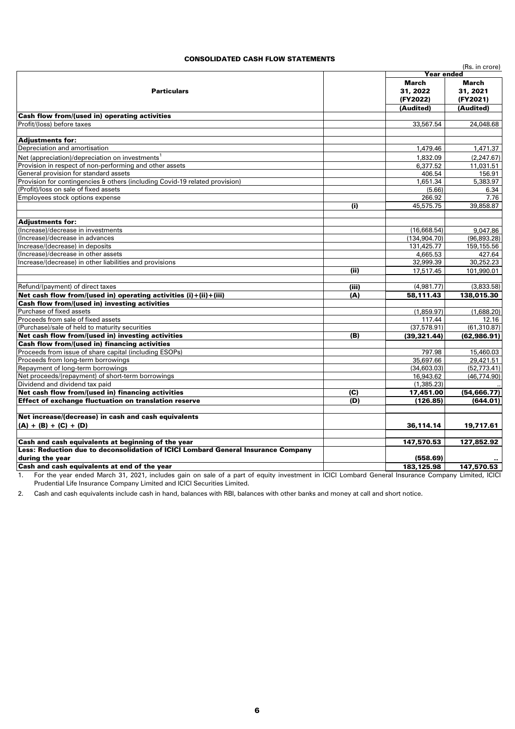## CONSOLIDATED CASH FLOW STATEMENTS

(Rs. in crore)

| Particulars | | Year ended | |
|---|---|---|---|
| | | March 31, 2022 (FY2022) | March 31, 2021 (FY2021) |
| | | (Audited) | (Audited) |
| **Cash flow from/(used in) operating activities** | | | |
| Profit/(loss) before taxes | | 33,567.54 | 24,048.68 |
| **Adjustments for:** | | | |
| Depreciation and amortisation | | 1,479.46 | 1,471.37 |
| Net (appreciation)/depreciation on investments[1] | | 1,832.09 | (2,247.67) |
| Provision in respect of non-performing and other assets | | 6,377.52 | 11,031.51 |
| General provision for standard assets | | 406.54 | 156.91 |
| Provision for contingencies & others (including Covid-19 related provision) | | 1,651.34 | 5,383.97 |
| (Profit)/loss on sale of fixed assets | | (5.66) | 6.34 |
| Employees stock options expense | | 266.92 | 7.76 |
| | (i) | 45,575.75 | 39,858.87 |
| **Adjustments for:** | | | |
| (Increase)/decrease in investments | | (16,668.54) | 9,047.86 |
| (Increase)/decrease in advances | | (134,904.70) | (96,893.28) |
| Increase/(decrease) in deposits | | 131,425.77 | 159,155.56 |
| (Increase)/decrease in other assets | | 4,665.53 | 427.64 |
| Increase/(decrease) in other liabilities and provisions | | 32,999.39 | 30,252.23 |
| | (ii) | 17,517.45 | 101,990.01 |
| Refund/(payment) of direct taxes | (iii) | (4,981.77) | (3,833.58) |
| **Net cash flow from/(used in) operating activities (i)+(ii)+(iii)** | **(A)** | **58,111.43** | **138,015.30** |
| **Cash flow from/(used in) investing activities** | | | |
| Purchase of fixed assets | | (1,859.97) | (1,688.20) |
| Proceeds from sale of fixed assets | | 117.44 | 12.16 |
| (Purchase)/sale of held to maturity securities | | (37,578.91) | (61,310.87) |
| **Net cash flow from/(used in) investing activities** | **(B)** | **(39,321.44)** | **(62,986.91)** |
| **Cash flow from/(used in) financing activities** | | | |
| Proceeds from issue of share capital (including ESOPs) | | 797.98 | 15,460.03 |
| Proceeds from long-term borrowings | | 35,697.66 | 29,421.51 |
| Repayment of long-term borrowings | | (34,603.03) | (52,773.41) |
| Net proceeds/(repayment) of short-term borrowings | | 16,943.62 | (46,774.90) |
| Dividend and dividend tax paid | | (1,385.23) | .. |
| **Net cash flow from/(used in) financing activities** | **(C)** | **17,451.00** | **(54,666.77)** |
| **Effect of exchange fluctuation on translation reserve** | **(D)** | **(126.85)** | **(644.01)** |
| **Net increase/(decrease) in cash and cash equivalents (A) + (B) + (C) + (D)** | | **36,114.14** | **19,717.61** |
| **Cash and cash equivalents at beginning of the year** | | **147,570.53** | **127,852.92** |
| **Less: Reduction due to deconsolidation of ICICI Lombard General Insurance Company during the year** | | **(558.69)** | **..** |
| **Cash and cash equivalents at end of the year** | | **183,125.98** | **147,570.53** |

1. For the year ended March 31, 2021, includes gain on sale of a part of equity investment in ICICI Lombard General Insurance Company Limited, ICICI Prudential Life Insurance Company Limited and ICICI Securities Limited.
2. Cash and cash equivalents include cash in hand, balances with RBI, balances with other banks and money at call and short notice.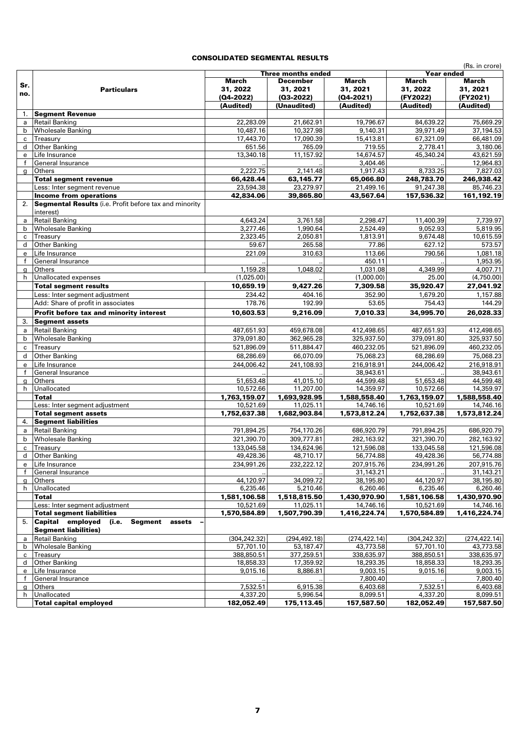## CONSOLIDATED SEGMENTAL RESULTS

(Rs. in crore)

| Sr. no. | Particulars | Three months ended | | | Year ended | |
|---|---|---|---|---|---|---|
| | | **March 31, 2022 (Q4-2022)** | **December 31, 2021 (Q3-2022)** | **March 31, 2021 (Q4-2021)** | **March 31, 2022 (FY2022)** | **March 31, 2021 (FY2021)** |
| | | **(Audited)** | **(Unaudited)** | **(Audited)** | **(Audited)** | **(Audited)** |
| 1. | **Segment Revenue** | | | | | |
| a | Retail Banking | 22,283.09 | 21,662.91 | 19,796.67 | 84,639.22 | 75,669.29 |
| b | Wholesale Banking | 10,487.16 | 10,327.98 | 9,140.31 | 39,971.49 | 37,194.53 |
| c | Treasury | 17,443.70 | 17,090.39 | 15,413.81 | 67,321.09 | 66,481.09 |
| d | Other Banking | 651.56 | 765.09 | 719.55 | 2,778.41 | 3,180.06 |
| e | Life Insurance | 13,340.18 | 11,157.92 | 14,674.57 | 45,340.24 | 43,621.59 |
| f | General Insurance | .. | .. | 3,404.46 | .. | 12,964.83 |
| g | Others | 2,222.75 | 2,141.48 | 1,917.43 | 8,733.25 | 7,827.03 |
| | **Total segment revenue** | **66,428.44** | **63,145.77** | **65,066.80** | **248,783.70** | **246,938.42** |
| | Less: Inter segment revenue | 23,594.38 | 23,279.97 | 21,499.16 | 91,247.38 | 85,746.23 |
| | **Income from operations** | **42,834.06** | **39,865.80** | **43,567.64** | **157,536.32** | **161,192.19** |
| 2. | **Segmental Results** (i.e. Profit before tax and minority interest) | | | | | |
| a | Retail Banking | 4,643.24 | 3,761.58 | 2,298.47 | 11,400.39 | 7,739.97 |
| b | Wholesale Banking | 3,277.46 | 1,990.64 | 2,524.49 | 9,052.93 | 5,819.95 |
| c | Treasury | 2,323.45 | 2,050.81 | 1,813.91 | 9,674.48 | 10,615.59 |
| d | Other Banking | 59.67 | 265.58 | 77.86 | 627.12 | 573.57 |
| e | Life Insurance | 221.09 | 310.63 | 113.66 | 790.56 | 1,081.18 |
| f | General Insurance | .. | .. | 450.11 | .. | 1,953.95 |
| g | Others | 1,159.28 | 1,048.02 | 1,031.08 | 4,349.99 | 4,007.71 |
| h | Unallocated expenses | (1,025.00) | .. | (1,000.00) | 25.00 | (4,750.00) |
| | **Total segment results** | **10,659.19** | **9,427.26** | **7,309.58** | **35,920.47** | **27,041.92** |
| | Less: Inter segment adjustment | 234.42 | 404.16 | 352.90 | 1,679.20 | 1,157.88 |
| | Add: Share of profit in associates | 178.76 | 192.99 | 53.65 | 754.43 | 144.29 |
| | **Profit before tax and minority interest** | **10,603.53** | **9,216.09** | **7,010.33** | **34,995.70** | **26,028.33** |
| 3. | **Segment assets** | | | | | |
| a | Retail Banking | 487,651.93 | 459,678.08 | 412,498.65 | 487,651.93 | 412,498.65 |
| b | Wholesale Banking | 379,091.80 | 362,965.28 | 325,937.50 | 379,091.80 | 325,937.50 |
| c | Treasury | 521,896.09 | 511,884.47 | 460,232.05 | 521,896.09 | 460,232.05 |
| d | Other Banking | 68,286.69 | 66,070.09 | 75,068.23 | 68,286.69 | 75,068.23 |
| e | Life Insurance | 244,006.42 | 241,108.93 | 216,918.91 | 244,006.42 | 216,918.91 |
| f | General Insurance | .. | .. | 38,943.61 | .. | 38,943.61 |
| g | Others | 51,653.48 | 41,015.10 | 44,599.48 | 51,653.48 | 44,599.48 |
| h | Unallocated | 10,572.66 | 11,207.00 | 14,359.97 | 10,572.66 | 14,359.97 |
| | **Total** | **1,763,159.07** | **1,693,928.95** | **1,588,558.40** | **1,763,159.07** | **1,588,558.40** |
| | Less: Inter segment adjustment | 10,521.69 | 11,025.11 | 14,746.16 | 10,521.69 | 14,746.16 |
| | **Total segment assets** | **1,752,637.38** | **1,682,903.84** | **1,573,812.24** | **1,752,637.38** | **1,573,812.24** |
| 4. | **Segment liabilities** | | | | | |
| a | Retail Banking | 791,894.25 | 754,170.26 | 686,920.79 | 791,894.25 | 686,920.79 |
| b | Wholesale Banking | 321,390.70 | 309,777.81 | 282,163.92 | 321,390.70 | 282,163.92 |
| c | Treasury | 133,045.58 | 134,624.96 | 121,596.08 | 133,045.58 | 121,596.08 |
| d | Other Banking | 49,428.36 | 48,710.17 | 56,774.88 | 49,428.36 | 56,774.88 |
| e | Life Insurance | 234,991.26 | 232,222.12 | 207,915.76 | 234,991.26 | 207,915.76 |
| f | General Insurance | .. | .. | 31,143.21 | .. | 31,143.21 |
| g | Others | 44,120.97 | 34,099.72 | 38,195.80 | 44,120.97 | 38,195.80 |
| h | Unallocated | 6,235.46 | 5,210.46 | 6,260.46 | 6,235.46 | 6,260.46 |
| | **Total** | **1,581,106.58** | **1,518,815.50** | **1,430,970.90** | **1,581,106.58** | **1,430,970.90** |
| | Less: Inter segment adjustment | 10,521.69 | 11,025.11 | 14,746.16 | 10,521.69 | 14,746.16 |
| | **Total segment liabilities** | **1,570,584.89** | **1,507,790.39** | **1,416,224.74** | **1,570,584.89** | **1,416,224.74** |
| 5. | **Capital employed (i.e. Segment assets – Segment liabilities)** | | | | | |
| a | Retail Banking | (304,242.32) | (294,492.18) | (274,422.14) | (304,242.32) | (274,422.14) |
| b | Wholesale Banking | 57,701.10 | 53,187.47 | 43,773.58 | 57,701.10 | 43,773.58 |
| c | Treasury | 388,850.51 | 377,259.51 | 338,635.97 | 388,850.51 | 338,635.97 |
| d | Other Banking | 18,858.33 | 17,359.92 | 18,293.35 | 18,858.33 | 18,293.35 |
| e | Life Insurance | 9,015.16 | 8,886.81 | 9,003.15 | 9,015.16 | 9,003.15 |
| f | General Insurance | .. | .. | 7,800.40 | .. | 7,800.40 |
| g | Others | 7,532.51 | 6,915.38 | 6,403.68 | 7,532.51 | 6,403.68 |
| h | Unallocated | 4,337.20 | 5,996.54 | 8,099.51 | 4,337.20 | 8,099.51 |
| | **Total capital employed** | **182,052.49** | **175,113.45** | **157,587.50** | **182,052.49** | **157,587.50** |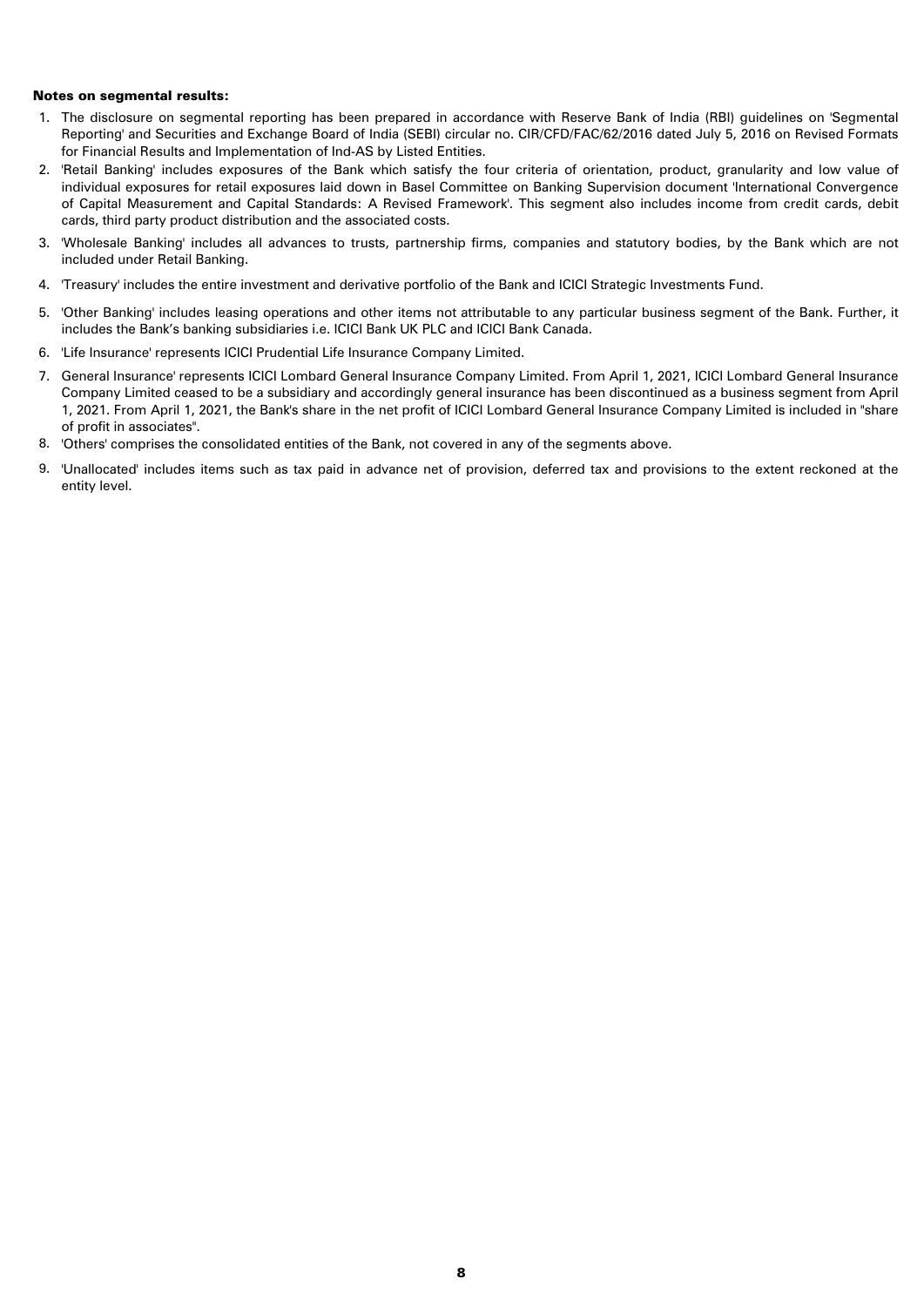**Notes on segmental results:**

1. The disclosure on segmental reporting has been prepared in accordance with Reserve Bank of India (RBI) guidelines on 'Segmental Reporting' and Securities and Exchange Board of India (SEBI) circular no. CIR/CFD/FAC/62/2016 dated July 5, 2016 on Revised Formats for Financial Results and Implementation of Ind-AS by Listed Entities.
2. 'Retail Banking' includes exposures of the Bank which satisfy the four criteria of orientation, product, granularity and low value of individual exposures for retail exposures laid down in Basel Committee on Banking Supervision document 'International Convergence of Capital Measurement and Capital Standards: A Revised Framework'. This segment also includes income from credit cards, debit cards, third party product distribution and the associated costs.
3. 'Wholesale Banking' includes all advances to trusts, partnership firms, companies and statutory bodies, by the Bank which are not included under Retail Banking.
4. 'Treasury' includes the entire investment and derivative portfolio of the Bank and ICICI Strategic Investments Fund.
5. 'Other Banking' includes leasing operations and other items not attributable to any particular business segment of the Bank. Further, it includes the Bank's banking subsidiaries i.e. ICICI Bank UK PLC and ICICI Bank Canada.
6. 'Life Insurance' represents ICICI Prudential Life Insurance Company Limited.
7. General Insurance' represents ICICI Lombard General Insurance Company Limited. From April 1, 2021, ICICI Lombard General Insurance Company Limited ceased to be a subsidiary and accordingly general insurance has been discontinued as a business segment from April 1, 2021. From April 1, 2021, the Bank's share in the net profit of ICICI Lombard General Insurance Company Limited is included in "share of profit in associates".
8. 'Others' comprises the consolidated entities of the Bank, not covered in any of the segments above.
9. 'Unallocated' includes items such as tax paid in advance net of provision, deferred tax and provisions to the extent reckoned at the entity level.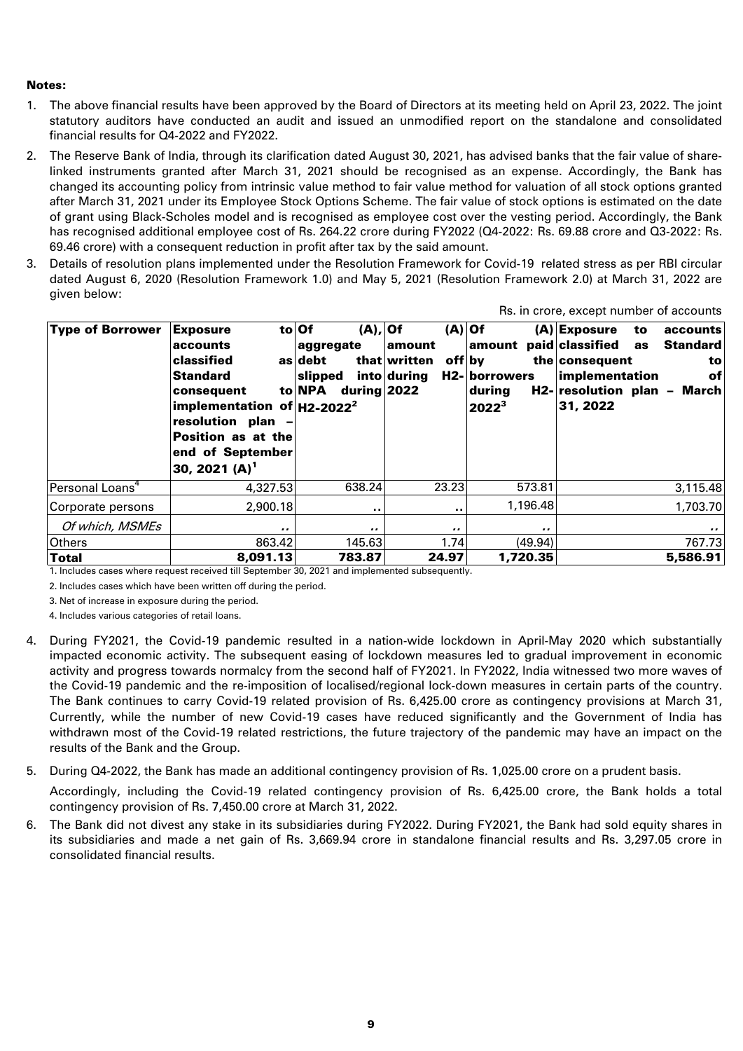**Notes:**

1. The above financial results have been approved by the Board of Directors at its meeting held on April 23, 2022. The joint statutory auditors have conducted an audit and issued an unmodified report on the standalone and consolidated financial results for Q4-2022 and FY2022.

2. The Reserve Bank of India, through its clarification dated August 30, 2021, has advised banks that the fair value of share-linked instruments granted after March 31, 2021 should be recognised as an expense. Accordingly, the Bank has changed its accounting policy from intrinsic value method to fair value method for valuation of all stock options granted after March 31, 2021 under its Employee Stock Options Scheme. The fair value of stock options is estimated on the date of grant using Black-Scholes model and is recognised as employee cost over the vesting period. Accordingly, the Bank has recognised additional employee cost of Rs. 264.22 crore during FY2022 (Q4-2022: Rs. 69.88 crore and Q3-2022: Rs. 69.46 crore) with a consequent reduction in profit after tax by the said amount.

3. Details of resolution plans implemented under the Resolution Framework for Covid-19 related stress as per RBI circular dated August 6, 2020 (Resolution Framework 1.0) and May 5, 2021 (Resolution Framework 2.0) at March 31, 2022 are given below:

Rs. in crore, except number of accounts

| Type of Borrower | Exposure to accounts classified as Standard consequent to implementation of resolution plan – Position as at the end of September 30, 2021 (A)[1] | Of (A), aggregate debt that slipped into NPA during H2-2022[2] | Of (A) amount written off during H2-2022 | Of (A) amount paid by the borrowers during H2-2022[3] | Exposure to accounts classified as Standard consequent to implementation of resolution plan – March 31, 2022 |
|---|---|---|---|---|---|
| Personal Loans[4] | 4,327.53 | 638.24 | 23.23 | 573.81 | 3,115.48 |
| Corporate persons | 2,900.18 | .. | .. | 1,196.48 | 1,703.70 |
| *Of which, MSMEs* | .. | .. | .. | .. | .. |
| Others | 863.42 | 145.63 | 1.74 | (49.94) | 767.73 |
| **Total** | **8,091.13** | **783.87** | **24.97** | **1,720.35** | **5,586.91** |

1. Includes cases where request received till September 30, 2021 and implemented subsequently.

2. Includes cases which have been written off during the period.

3. Net of increase in exposure during the period.

4. Includes various categories of retail loans.

4. During FY2021, the Covid-19 pandemic resulted in a nation-wide lockdown in April-May 2020 which substantially impacted economic activity. The subsequent easing of lockdown measures led to gradual improvement in economic activity and progress towards normalcy from the second half of FY2021. In FY2022, India witnessed two more waves of the Covid-19 pandemic and the re-imposition of localised/regional lock-down measures in certain parts of the country. The Bank continues to carry Covid-19 related provision of Rs. 6,425.00 crore as contingency provisions at March 31, Currently, while the number of new Covid-19 cases have reduced significantly and the Government of India has withdrawn most of the Covid-19 related restrictions, the future trajectory of the pandemic may have an impact on the results of the Bank and the Group.

5. During Q4-2022, the Bank has made an additional contingency provision of Rs. 1,025.00 crore on a prudent basis.

   Accordingly, including the Covid-19 related contingency provision of Rs. 6,425.00 crore, the Bank holds a total contingency provision of Rs. 7,450.00 crore at March 31, 2022.

6. The Bank did not divest any stake in its subsidiaries during FY2022. During FY2021, the Bank had sold equity shares in its subsidiaries and made a net gain of Rs. 3,669.94 crore in standalone financial results and Rs. 3,297.05 crore in consolidated financial results.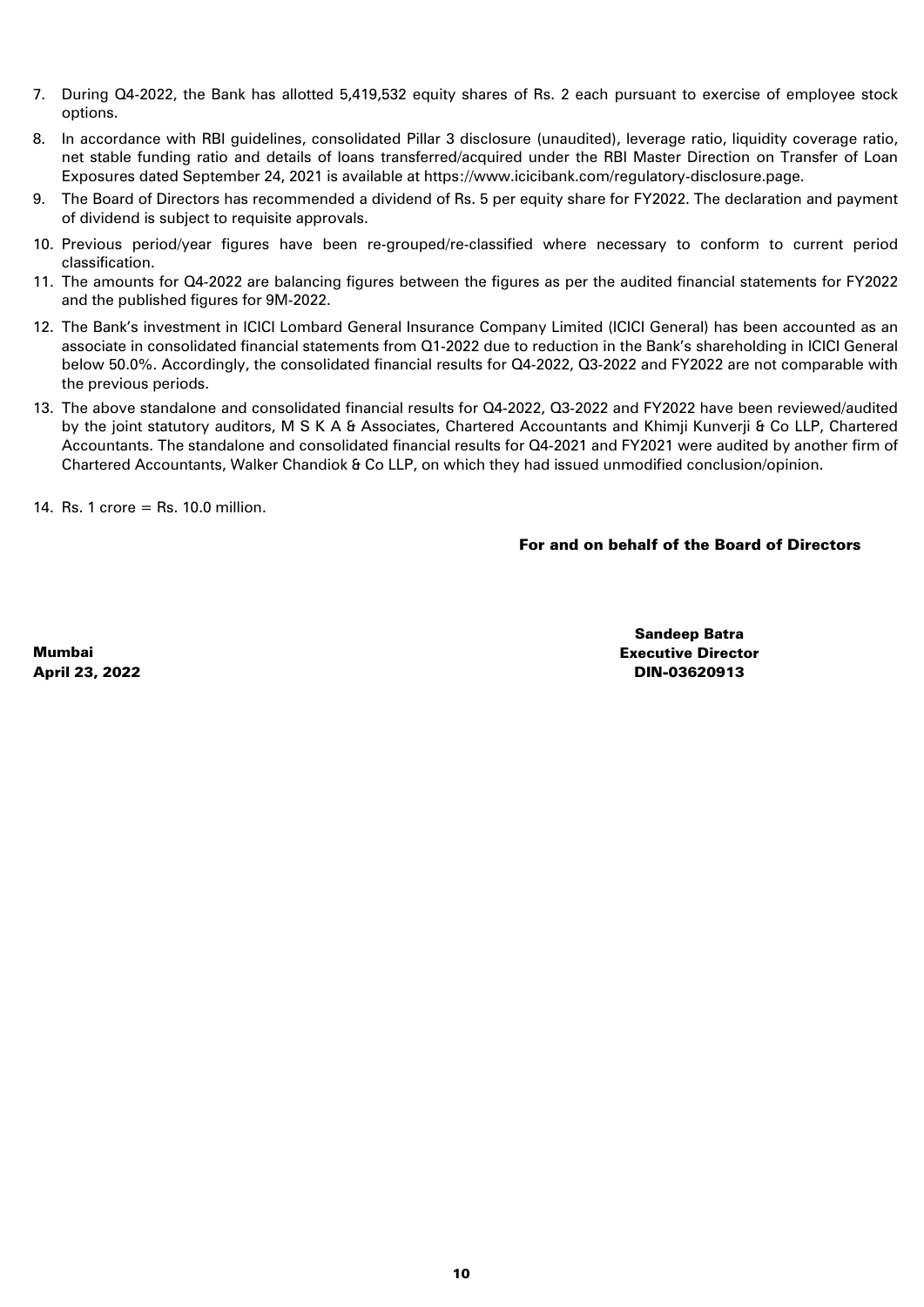7. During Q4-2022, the Bank has allotted 5,419,532 equity shares of Rs. 2 each pursuant to exercise of employee stock options.
8. In accordance with RBI guidelines, consolidated Pillar 3 disclosure (unaudited), leverage ratio, liquidity coverage ratio, net stable funding ratio and details of loans transferred/acquired under the RBI Master Direction on Transfer of Loan Exposures dated September 24, 2021 is available at https://www.icicibank.com/regulatory-disclosure.page.
9. The Board of Directors has recommended a dividend of Rs. 5 per equity share for FY2022. The declaration and payment of dividend is subject to requisite approvals.
10. Previous period/year figures have been re-grouped/re-classified where necessary to conform to current period classification.
11. The amounts for Q4-2022 are balancing figures between the figures as per the audited financial statements for FY2022 and the published figures for 9M-2022.
12. The Bank's investment in ICICI Lombard General Insurance Company Limited (ICICI General) has been accounted as an associate in consolidated financial statements from Q1-2022 due to reduction in the Bank's shareholding in ICICI General below 50.0%. Accordingly, the consolidated financial results for Q4-2022, Q3-2022 and FY2022 are not comparable with the previous periods.
13. The above standalone and consolidated financial results for Q4-2022, Q3-2022 and FY2022 have been reviewed/audited by the joint statutory auditors, M S K A & Associates, Chartered Accountants and Khimji Kunverji & Co LLP, Chartered Accountants. The standalone and consolidated financial results for Q4-2021 and FY2021 were audited by another firm of Chartered Accountants, Walker Chandiok & Co LLP, on which they had issued unmodified conclusion/opinion.
14. Rs. 1 crore = Rs. 10.0 million.

**For and on behalf of the Board of Directors**

**Mumbai**
**April 23, 2022**

**Sandeep Batra**
**Executive Director**
**DIN-03620913**